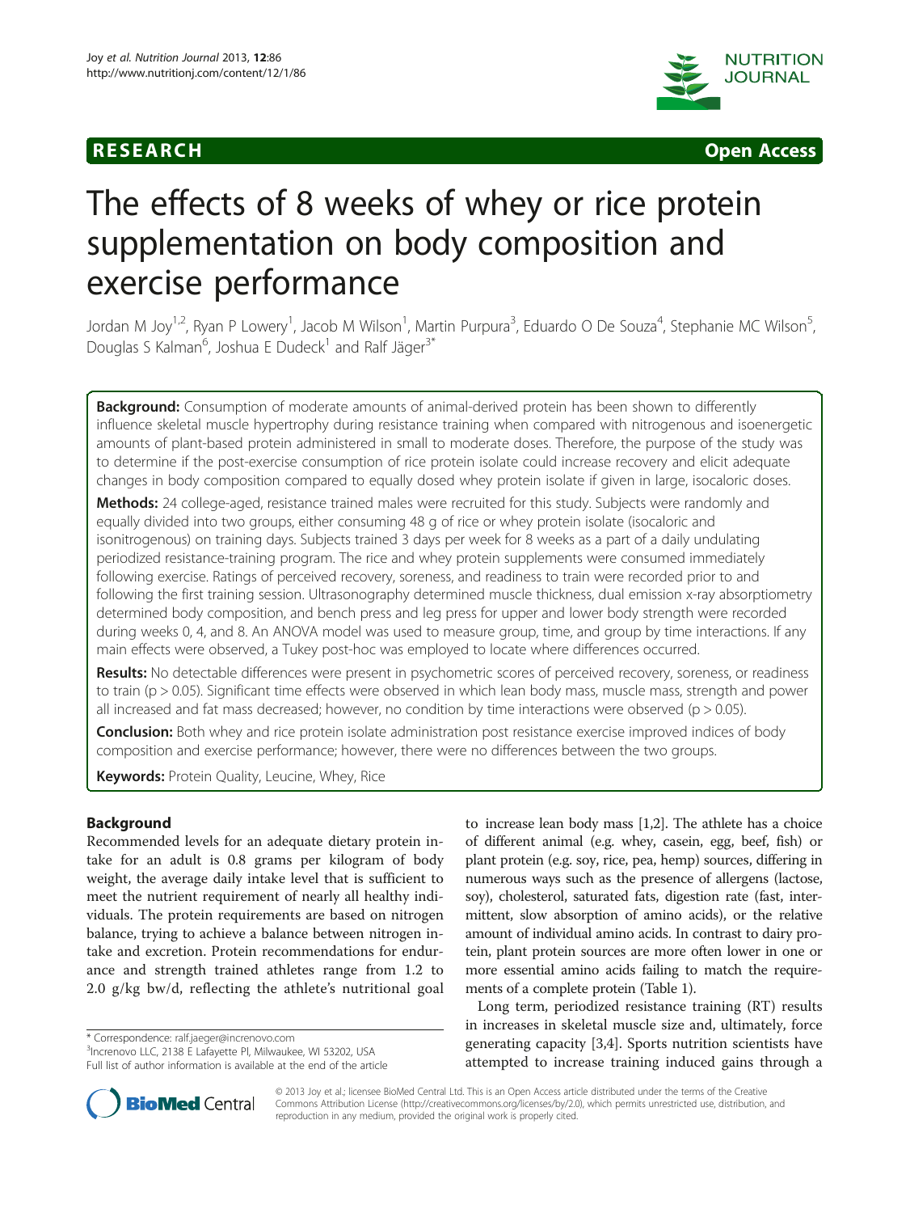RESEARCH Open Access

# The effects of 8 weeks of whey or rice protein supplementation on body composition and exercise performance

Jordan M Joy[1,2], Ryan P Lowery[1], Jacob M Wilson[1], Martin Purpura[3], Eduardo O De Souza[4], Stephanie MC Wilson[5], Douglas S Kalman[6], Joshua E Dudeck[1] and Ralf Jäger[3*]

**Background:** Consumption of moderate amounts of animal-derived protein has been shown to differently influence skeletal muscle hypertrophy during resistance training when compared with nitrogenous and isoenergetic amounts of plant-based protein administered in small to moderate doses. Therefore, the purpose of the study was to determine if the post-exercise consumption of rice protein isolate could increase recovery and elicit adequate changes in body composition compared to equally dosed whey protein isolate if given in large, isocaloric doses.

**Methods:** 24 college-aged, resistance trained males were recruited for this study. Subjects were randomly and equally divided into two groups, either consuming 48 g of rice or whey protein isolate (isocaloric and isonitrogenous) on training days. Subjects trained 3 days per week for 8 weeks as a part of a daily undulating periodized resistance-training program. The rice and whey protein supplements were consumed immediately following exercise. Ratings of perceived recovery, soreness, and readiness to train were recorded prior to and following the first training session. Ultrasonography determined muscle thickness, dual emission x-ray absorptiometry determined body composition, and bench press and leg press for upper and lower body strength were recorded during weeks 0, 4, and 8. An ANOVA model was used to measure group, time, and group by time interactions. If any main effects were observed, a Tukey post-hoc was employed to locate where differences occurred.

**Results:** No detectable differences were present in psychometric scores of perceived recovery, soreness, or readiness to train ($p > 0.05$). Significant time effects were observed in which lean body mass, muscle mass, strength and power all increased and fat mass decreased; however, no condition by time interactions were observed ($p > 0.05$).

**Conclusion:** Both whey and rice protein isolate administration post resistance exercise improved indices of body composition and exercise performance; however, there were no differences between the two groups.

**Keywords:** Protein Quality, Leucine, Whey, Rice

## Background

Recommended levels for an adequate dietary protein intake for an adult is 0.8 grams per kilogram of body weight, the average daily intake level that is sufficient to meet the nutrient requirement of nearly all healthy individuals. The protein requirements are based on nitrogen balance, trying to achieve a balance between nitrogen intake and excretion. Protein recommendations for endurance and strength trained athletes range from 1.2 to 2.0 g/kg bw/d, reflecting the athlete's nutritional goal to increase lean body mass [1,2]. The athlete has a choice of different animal (e.g. whey, casein, egg, beef, fish) or plant protein (e.g. soy, rice, pea, hemp) sources, differing in numerous ways such as the presence of allergens (lactose, soy), cholesterol, saturated fats, digestion rate (fast, intermittent, slow absorption of amino acids), or the relative amount of individual amino acids. In contrast to dairy protein, plant protein sources are more often lower in one or more essential amino acids failing to match the requirements of a complete protein (Table 1).

Long term, periodized resistance training (RT) results in increases in skeletal muscle size and, ultimately, force generating capacity [3,4]. Sports nutrition scientists have attempted to increase training induced gains through a

\* Correspondence: ralf.jaeger@increnovo.com
[3]Increnovo LLC, 2138 E Lafayette Pl, Milwaukee, WI 53202, USA
Full list of author information is available at the end of the article

© 2013 Joy et al.; licensee BioMed Central Ltd. This is an Open Access article distributed under the terms of the Creative Commons Attribution License (http://creativecommons.org/licenses/by/2.0), which permits unrestricted use, distribution, and reproduction in any medium, provided the original work is properly cited.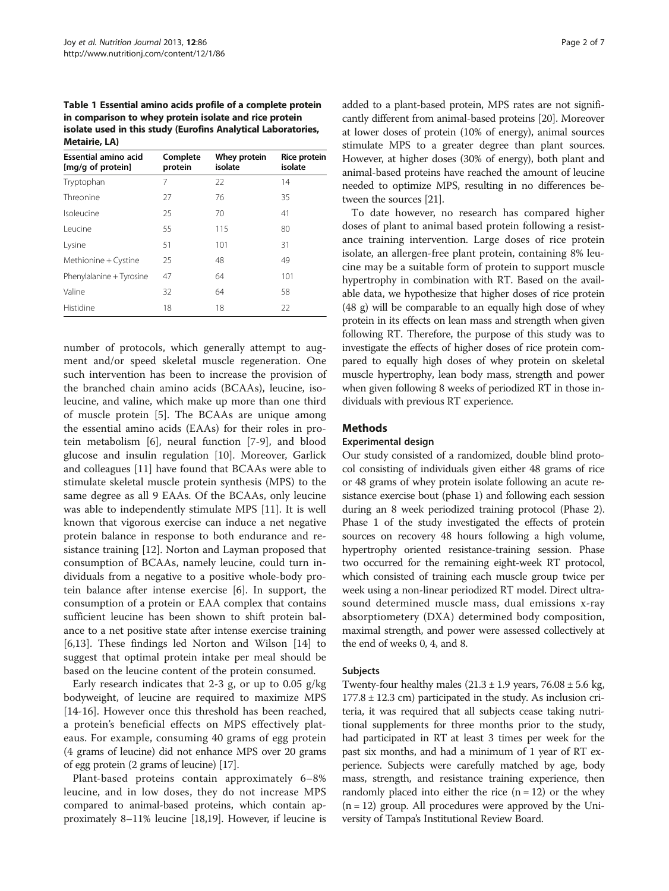**Table 1 Essential amino acids profile of a complete protein in comparison to whey protein isolate and rice protein isolate used in this study (Eurofins Analytical Laboratories, Metairie, LA)**

| Essential amino acid [mg/g of protein] | Complete protein | Whey protein isolate | Rice protein isolate |
|---|---|---|---|
| Tryptophan | 7 | 22 | 14 |
| Threonine | 27 | 76 | 35 |
| Isoleucine | 25 | 70 | 41 |
| Leucine | 55 | 115 | 80 |
| Lysine | 51 | 101 | 31 |
| Methionine + Cystine | 25 | 48 | 49 |
| Phenylalanine + Tyrosine | 47 | 64 | 101 |
| Valine | 32 | 64 | 58 |
| Histidine | 18 | 18 | 22 |

number of protocols, which generally attempt to augment and/or speed skeletal muscle regeneration. One such intervention has been to increase the provision of the branched chain amino acids (BCAAs), leucine, isoleucine, and valine, which make up more than one third of muscle protein [5]. The BCAAs are unique among the essential amino acids (EAAs) for their roles in protein metabolism [6], neural function [7-9], and blood glucose and insulin regulation [10]. Moreover, Garlick and colleagues [11] have found that BCAAs were able to stimulate skeletal muscle protein synthesis (MPS) to the same degree as all 9 EAAs. Of the BCAAs, only leucine was able to independently stimulate MPS [11]. It is well known that vigorous exercise can induce a net negative protein balance in response to both endurance and resistance training [12]. Norton and Layman proposed that consumption of BCAAs, namely leucine, could turn individuals from a negative to a positive whole-body protein balance after intense exercise [6]. In support, the consumption of a protein or EAA complex that contains sufficient leucine has been shown to shift protein balance to a net positive state after intense exercise training [6,13]. These findings led Norton and Wilson [14] to suggest that optimal protein intake per meal should be based on the leucine content of the protein consumed.

Early research indicates that 2-3 g, or up to 0.05 g/kg bodyweight, of leucine are required to maximize MPS [14-16]. However once this threshold has been reached, a protein's beneficial effects on MPS effectively plateaus. For example, consuming 40 grams of egg protein (4 grams of leucine) did not enhance MPS over 20 grams of egg protein (2 grams of leucine) [17].

Plant-based proteins contain approximately 6–8% leucine, and in low doses, they do not increase MPS compared to animal-based proteins, which contain approximately 8–11% leucine [18,19]. However, if leucine is added to a plant-based protein, MPS rates are not significantly different from animal-based proteins [20]. Moreover at lower doses of protein (10% of energy), animal sources stimulate MPS to a greater degree than plant sources. However, at higher doses (30% of energy), both plant and animal-based proteins have reached the amount of leucine needed to optimize MPS, resulting in no differences between the sources [21].

To date however, no research has compared higher doses of plant to animal based protein following a resistance training intervention. Large doses of rice protein isolate, an allergen-free plant protein, containing 8% leucine may be a suitable form of protein to support muscle hypertrophy in combination with RT. Based on the available data, we hypothesize that higher doses of rice protein (48 g) will be comparable to an equally high dose of whey protein in its effects on lean mass and strength when given following RT. Therefore, the purpose of this study was to investigate the effects of higher doses of rice protein compared to equally high doses of whey protein on skeletal muscle hypertrophy, lean body mass, strength and power when given following 8 weeks of periodized RT in those individuals with previous RT experience.

## Methods

### Experimental design

Our study consisted of a randomized, double blind protocol consisting of individuals given either 48 grams of rice or 48 grams of whey protein isolate following an acute resistance exercise bout (phase 1) and following each session during an 8 week periodized training protocol (Phase 2). Phase 1 of the study investigated the effects of protein sources on recovery 48 hours following a high volume, hypertrophy oriented resistance-training session. Phase two occurred for the remaining eight-week RT protocol, which consisted of training each muscle group twice per week using a non-linear periodized RT model. Direct ultrasound determined muscle mass, dual emissions x-ray absorptiometery (DXA) determined body composition, maximal strength, and power were assessed collectively at the end of weeks 0, 4, and 8.

### Subjects

Twenty-four healthy males (21.3 ± 1.9 years, 76.08 ± 5.6 kg, 177.8 ± 12.3 cm) participated in the study. As inclusion criteria, it was required that all subjects cease taking nutritional supplements for three months prior to the study, had participated in RT at least 3 times per week for the past six months, and had a minimum of 1 year of RT experience. Subjects were carefully matched by age, body mass, strength, and resistance training experience, then randomly placed into either the rice (n = 12) or the whey (n = 12) group. All procedures were approved by the University of Tampa's Institutional Review Board.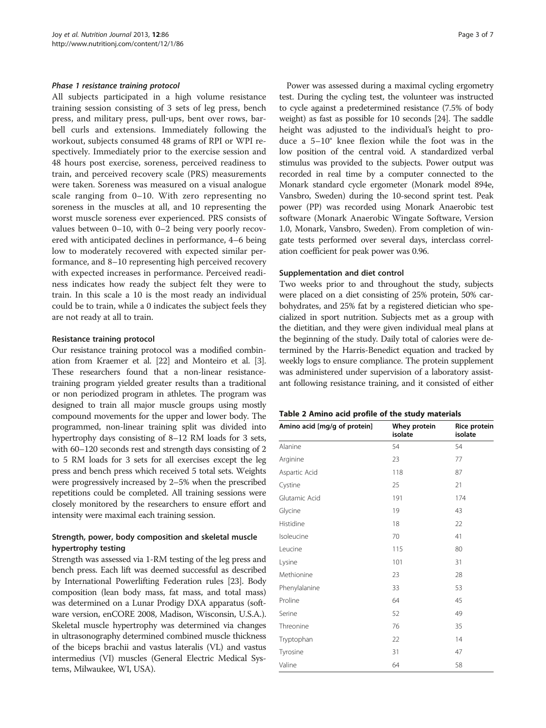#### *Phase 1 resistance training protocol*

All subjects participated in a high volume resistance training session consisting of 3 sets of leg press, bench press, and military press, pull-ups, bent over rows, barbell curls and extensions. Immediately following the workout, subjects consumed 48 grams of RPI or WPI respectively. Immediately prior to the exercise session and 48 hours post exercise, soreness, perceived readiness to train, and perceived recovery scale (PRS) measurements were taken. Soreness was measured on a visual analogue scale ranging from 0–10. With zero representing no soreness in the muscles at all, and 10 representing the worst muscle soreness ever experienced. PRS consists of values between 0–10, with 0–2 being very poorly recovered with anticipated declines in performance, 4–6 being low to moderately recovered with expected similar performance, and 8–10 representing high perceived recovery with expected increases in performance. Perceived readiness indicates how ready the subject felt they were to train. In this scale a 10 is the most ready an individual could be to train, while a 0 indicates the subject feels they are not ready at all to train.

### Resistance training protocol

Our resistance training protocol was a modified combination from Kraemer et al. [22] and Monteiro et al. [3]. These researchers found that a non-linear resistance-training program yielded greater results than a traditional or non periodized program in athletes. The program was designed to train all major muscle groups using mostly compound movements for the upper and lower body. The programmed, non-linear training split was divided into hypertrophy days consisting of 8–12 RM loads for 3 sets, with 60–120 seconds rest and strength days consisting of 2 to 5 RM loads for 3 sets for all exercises except the leg press and bench press which received 5 total sets. Weights were progressively increased by 2–5% when the prescribed repetitions could be completed. All training sessions were closely monitored by the researchers to ensure effort and intensity were maximal each training session.

### Strength, power, body composition and skeletal muscle hypertrophy testing

Strength was assessed via 1-RM testing of the leg press and bench press. Each lift was deemed successful as described by International Powerlifting Federation rules [23]. Body composition (lean body mass, fat mass, and total mass) was determined on a Lunar Prodigy DXA apparatus (software version, enCORE 2008, Madison, Wisconsin, U.S.A.). Skeletal muscle hypertrophy was determined via changes in ultrasonography determined combined muscle thickness of the biceps brachii and vastus lateralis (VL) and vastus intermedius (VI) muscles (General Electric Medical Systems, Milwaukee, WI, USA).

Power was assessed during a maximal cycling ergometry test. During the cycling test, the volunteer was instructed to cycle against a predetermined resistance (7.5% of body weight) as fast as possible for 10 seconds [24]. The saddle height was adjusted to the individual's height to produce a 5–10° knee flexion while the foot was in the low position of the central void. A standardized verbal stimulus was provided to the subjects. Power output was recorded in real time by a computer connected to the Monark standard cycle ergometer (Monark model 894e, Vansbro, Sweden) during the 10-second sprint test. Peak power (PP) was recorded using Monark Anaerobic test software (Monark Anaerobic Wingate Software, Version 1.0, Monark, Vansbro, Sweden). From completion of wingate tests performed over several days, interclass correlation coefficient for peak power was 0.96.

### Supplementation and diet control

Two weeks prior to and throughout the study, subjects were placed on a diet consisting of 25% protein, 50% carbohydrates, and 25% fat by a registered dietician who specialized in sport nutrition. Subjects met as a group with the dietitian, and they were given individual meal plans at the beginning of the study. Daily total of calories were determined by the Harris-Benedict equation and tracked by weekly logs to ensure compliance. The protein supplement was administered under supervision of a laboratory assistant following resistance training, and it consisted of either

**Table 2 Amino acid profile of the study materials**

| Amino acid [mg/g of protein] | Whey protein isolate | Rice protein isolate |
|---|---|---|
| Alanine | 54 | 54 |
| Arginine | 23 | 77 |
| Aspartic Acid | 118 | 87 |
| Cystine | 25 | 21 |
| Glutamic Acid | 191 | 174 |
| Glycine | 19 | 43 |
| Histidine | 18 | 22 |
| Isoleucine | 70 | 41 |
| Leucine | 115 | 80 |
| Lysine | 101 | 31 |
| Methionine | 23 | 28 |
| Phenylalanine | 33 | 53 |
| Proline | 64 | 45 |
| Serine | 52 | 49 |
| Threonine | 76 | 35 |
| Tryptophan | 22 | 14 |
| Tyrosine | 31 | 47 |
| Valine | 64 | 58 |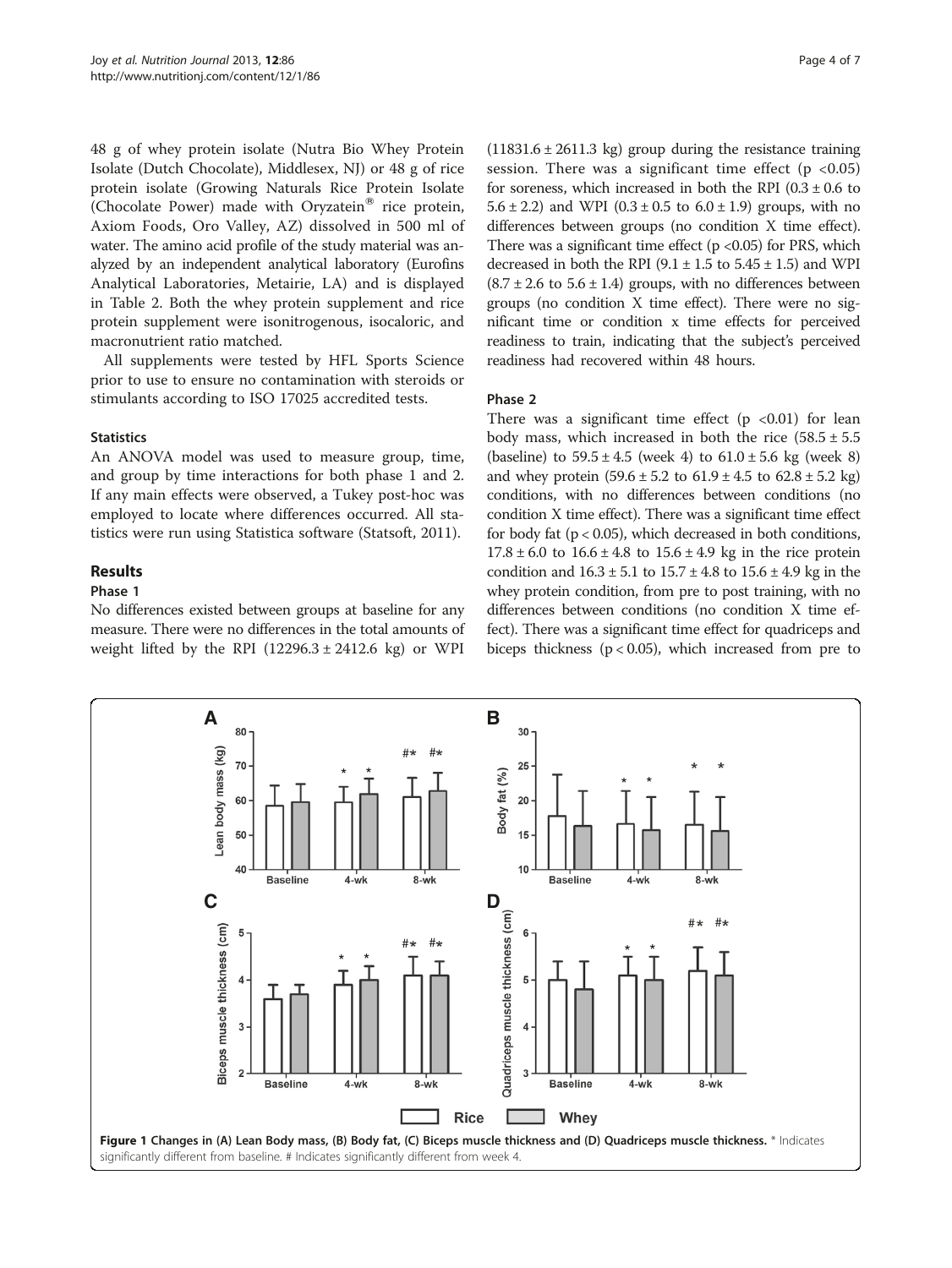48 g of whey protein isolate (Nutra Bio Whey Protein Isolate (Dutch Chocolate), Middlesex, NJ) or 48 g of rice protein isolate (Growing Naturals Rice Protein Isolate (Chocolate Power) made with Oryzatein® rice protein, Axiom Foods, Oro Valley, AZ) dissolved in 500 ml of water. The amino acid profile of the study material was analyzed by an independent analytical laboratory (Eurofins Analytical Laboratories, Metairie, LA) and is displayed in Table 2. Both the whey protein supplement and rice protein supplement were isonitrogenous, isocaloric, and macronutrient ratio matched.

All supplements were tested by HFL Sports Science prior to use to ensure no contamination with steroids or stimulants according to ISO 17025 accredited tests.

### Statistics

An ANOVA model was used to measure group, time, and group by time interactions for both phase 1 and 2. If any main effects were observed, a Tukey post-hoc was employed to locate where differences occurred. All statistics were run using Statistica software (Statsoft, 2011).

## Results

### Phase 1

No differences existed between groups at baseline for any measure. There were no differences in the total amounts of weight lifted by the RPI ($12296.3 \pm 2412.6$ kg) or WPI ($11831.6 \pm 2611.3$ kg) group during the resistance training session. There was a significant time effect ($p < 0.05$) for soreness, which increased in both the RPI ($0.3 \pm 0.6$ to $5.6 \pm 2.2$) and WPI ($0.3 \pm 0.5$ to $6.0 \pm 1.9$) groups, with no differences between groups (no condition X time effect). There was a significant time effect ($p < 0.05$) for PRS, which decreased in both the RPI ($9.1 \pm 1.5$ to $5.45 \pm 1.5$) and WPI ($8.7 \pm 2.6$ to $5.6 \pm 1.4$) groups, with no differences between groups (no condition X time effect). There were no significant time or condition x time effects for perceived readiness to train, indicating that the subject's perceived readiness had recovered within 48 hours.

### Phase 2

There was a significant time effect ($p < 0.01$) for lean body mass, which increased in both the rice ($58.5 \pm 5.5$ (baseline) to $59.5 \pm 4.5$ (week 4) to $61.0 \pm 5.6$ kg (week 8) and whey protein ($59.6 \pm 5.2$ to $61.9 \pm 4.5$ to $62.8 \pm 5.2$ kg) conditions, with no differences between conditions (no condition X time effect). There was a significant time effect for body fat ($p < 0.05$), which decreased in both conditions, $17.8 \pm 6.0$ to $16.6 \pm 4.8$ to $15.6 \pm 4.9$ kg in the rice protein condition and $16.3 \pm 5.1$ to $15.7 \pm 4.8$ to $15.6 \pm 4.9$ kg in the whey protein condition, from pre to post training, with no differences between conditions (no condition X time effect). There was a significant time effect for quadriceps and biceps thickness ($p < 0.05$), which increased from pre to

**Figure 1 Changes in (A) Lean Body mass, (B) Body fat, (C) Biceps muscle thickness and (D) Quadriceps muscle thickness.** * Indicates significantly different from baseline. # Indicates significantly different from week 4.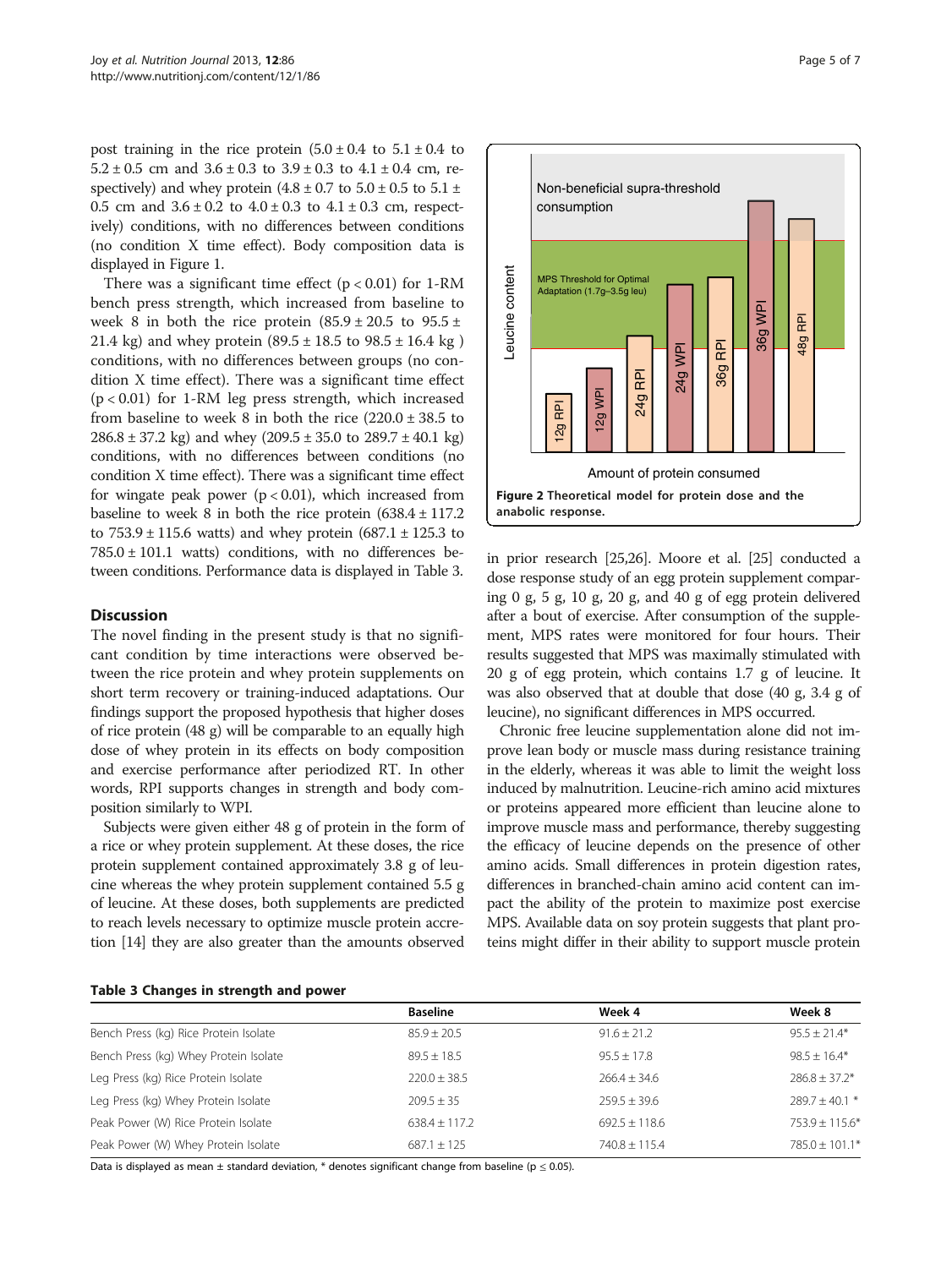post training in the rice protein (5.0 ± 0.4 to 5.1 ± 0.4 to 5.2 ± 0.5 cm and 3.6 ± 0.3 to 3.9 ± 0.3 to 4.1 ± 0.4 cm, respectively) and whey protein (4.8 ± 0.7 to 5.0 ± 0.5 to 5.1 ± 0.5 cm and 3.6 ± 0.2 to 4.0 ± 0.3 to 4.1 ± 0.3 cm, respectively) conditions, with no differences between conditions (no condition X time effect). Body composition data is displayed in Figure 1.

There was a significant time effect ($p < 0.01$) for 1-RM bench press strength, which increased from baseline to week 8 in both the rice protein (85.9 ± 20.5 to 95.5 ± 21.4 kg) and whey protein (89.5 ± 18.5 to 98.5 ± 16.4 kg ) conditions, with no differences between groups (no condition X time effect). There was a significant time effect ($p < 0.01$) for 1-RM leg press strength, which increased from baseline to week 8 in both the rice (220.0 ± 38.5 to 286.8 ± 37.2 kg) and whey (209.5 ± 35.0 to 289.7 ± 40.1 kg) conditions, with no differences between conditions (no condition X time effect). There was a significant time effect for wingate peak power ($p < 0.01$), which increased from baseline to week 8 in both the rice protein (638.4 ± 117.2 to 753.9 ± 115.6 watts) and whey protein (687.1 ± 125.3 to 785.0 ± 101.1 watts) conditions, with no differences between conditions. Performance data is displayed in Table 3.

## Discussion

The novel finding in the present study is that no significant condition by time interactions were observed between the rice protein and whey protein supplements on short term recovery or training-induced adaptations. Our findings support the proposed hypothesis that higher doses of rice protein (48 g) will be comparable to an equally high dose of whey protein in its effects on body composition and exercise performance after periodized RT. In other words, RPI supports changes in strength and body composition similarly to WPI.

Subjects were given either 48 g of protein in the form of a rice or whey protein supplement. At these doses, the rice protein supplement contained approximately 3.8 g of leucine whereas the whey protein supplement contained 5.5 g of leucine. At these doses, both supplements are predicted to reach levels necessary to optimize muscle protein accretion [14] they are also greater than the amounts observed in prior research [25,26]. Moore et al. [25] conducted a dose response study of an egg protein supplement comparing 0 g, 5 g, 10 g, 20 g, and 40 g of egg protein delivered after a bout of exercise. After consumption of the supplement, MPS rates were monitored for four hours. Their results suggested that MPS was maximally stimulated with 20 g of egg protein, which contains 1.7 g of leucine. It was also observed that at double that dose (40 g, 3.4 g of leucine), no significant differences in MPS occurred.

Chronic free leucine supplementation alone did not improve lean body or muscle mass during resistance training in the elderly, whereas it was able to limit the weight loss induced by malnutrition. Leucine-rich amino acid mixtures or proteins appeared more efficient than leucine alone to improve muscle mass and performance, thereby suggesting the efficacy of leucine depends on the presence of other amino acids. Small differences in protein digestion rates, differences in branched-chain amino acid content can impact the ability of the protein to maximize post exercise MPS. Available data on soy protein suggests that plant proteins might differ in their ability to support muscle protein

**Figure 2 Theoretical model for protein dose and the anabolic response.**

**Table 3 Changes in strength and power**

| | Baseline | Week 4 | Week 8 |
|---|---|---|---|
| Bench Press (kg) Rice Protein Isolate | 85.9 ± 20.5 | 91.6 ± 21.2 | 95.5 ± 21.4* |
| Bench Press (kg) Whey Protein Isolate | 89.5 ± 18.5 | 95.5 ± 17.8 | 98.5 ± 16.4* |
| Leg Press (kg) Rice Protein Isolate | 220.0 ± 38.5 | 266.4 ± 34.6 | 286.8 ± 37.2* |
| Leg Press (kg) Whey Protein Isolate | 209.5 ± 35 | 259.5 ± 39.6 | 289.7 ± 40.1 * |
| Peak Power (W) Rice Protein Isolate | 638.4 ± 117.2 | 692.5 ± 118.6 | 753.9 ± 115.6* |
| Peak Power (W) Whey Protein Isolate | 687.1 ± 125 | 740.8 ± 115.4 | 785.0 ± 101.1* |

Data is displayed as mean ± standard deviation, * denotes significant change from baseline ($p \leq 0.05$).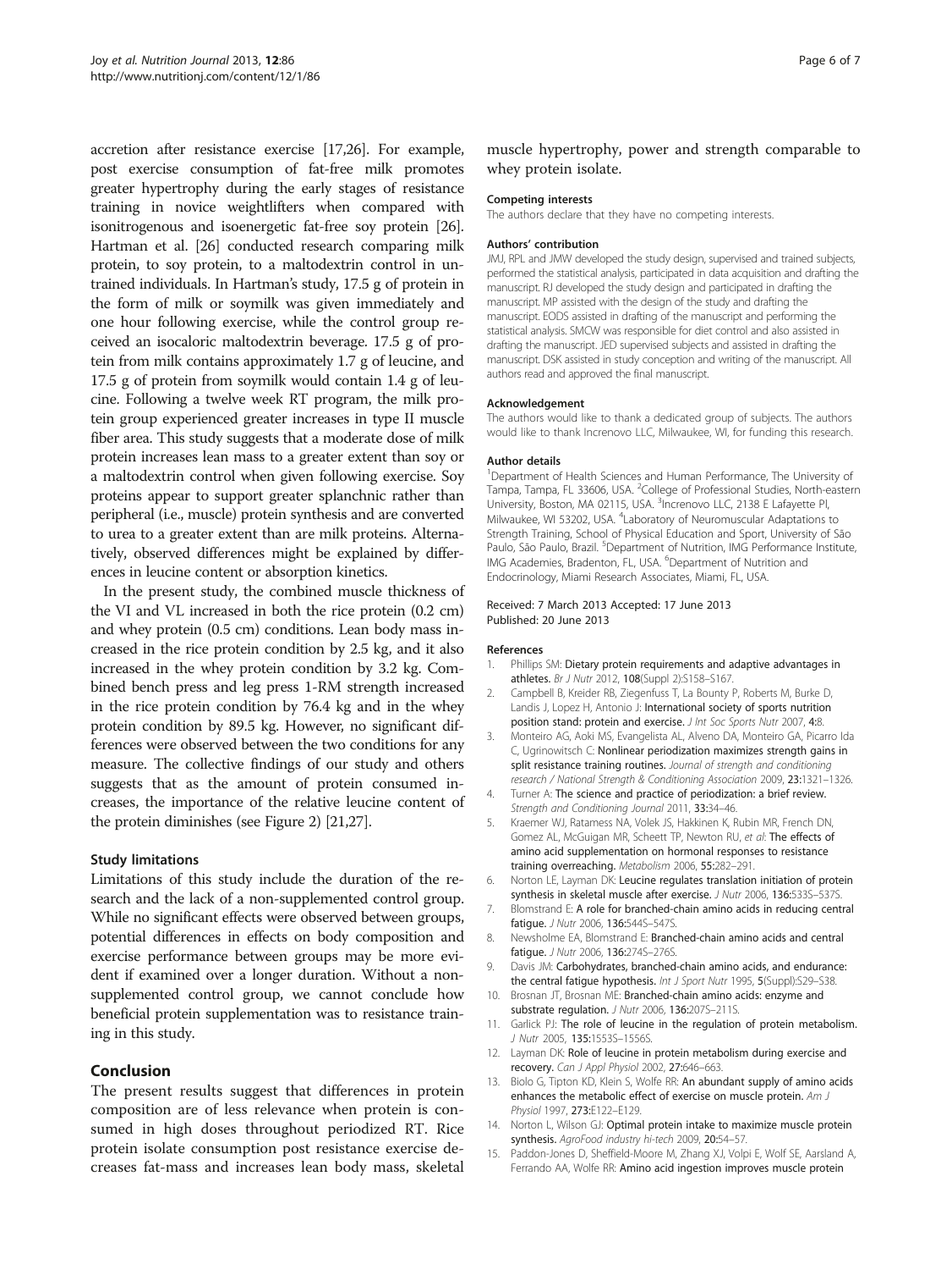accretion after resistance exercise [17,26]. For example, post exercise consumption of fat-free milk promotes greater hypertrophy during the early stages of resistance training in novice weightlifters when compared with isonitrogenous and isoenergetic fat-free soy protein [26]. Hartman et al. [26] conducted research comparing milk protein, to soy protein, to a maltodextrin control in untrained individuals. In Hartman's study, 17.5 g of protein in the form of milk or soymilk was given immediately and one hour following exercise, while the control group received an isocaloric maltodextrin beverage. 17.5 g of protein from milk contains approximately 1.7 g of leucine, and 17.5 g of protein from soymilk would contain 1.4 g of leucine. Following a twelve week RT program, the milk protein group experienced greater increases in type II muscle fiber area. This study suggests that a moderate dose of milk protein increases lean mass to a greater extent than soy or a maltodextrin control when given following exercise. Soy proteins appear to support greater splanchnic rather than peripheral (i.e., muscle) protein synthesis and are converted to urea to a greater extent than are milk proteins. Alternatively, observed differences might be explained by differences in leucine content or absorption kinetics.

In the present study, the combined muscle thickness of the VI and VL increased in both the rice protein (0.2 cm) and whey protein (0.5 cm) conditions. Lean body mass increased in the rice protein condition by 2.5 kg, and it also increased in the whey protein condition by 3.2 kg. Combined bench press and leg press 1-RM strength increased in the rice protein condition by 76.4 kg and in the whey protein condition by 89.5 kg. However, no significant differences were observed between the two conditions for any measure. The collective findings of our study and others suggests that as the amount of protein consumed increases, the importance of the relative leucine content of the protein diminishes (see Figure 2) [21,27].

### Study limitations

Limitations of this study include the duration of the research and the lack of a non-supplemented control group. While no significant effects were observed between groups, potential differences in effects on body composition and exercise performance between groups may be more evident if examined over a longer duration. Without a non-supplemented control group, we cannot conclude how beneficial protein supplementation was to resistance training in this study.

## Conclusion

The present results suggest that differences in protein composition are of less relevance when protein is consumed in high doses throughout periodized RT. Rice protein isolate consumption post resistance exercise decreases fat-mass and increases lean body mass, skeletal muscle hypertrophy, power and strength comparable to whey protein isolate.

#### Competing interests

The authors declare that they have no competing interests.

#### Authors' contribution

JMJ, RPL and JMW developed the study design, supervised and trained subjects, performed the statistical analysis, participated in data acquisition and drafting the manuscript. RJ developed the study design and participated in drafting the manuscript. MP assisted with the design of the study and drafting the manuscript. EODS assisted in drafting of the manuscript and performing the statistical analysis. SMCW was responsible for diet control and also assisted in drafting the manuscript. JED supervised subjects and assisted in drafting the manuscript. DSK assisted in study conception and writing of the manuscript. All authors read and approved the final manuscript.

#### Acknowledgement

The authors would like to thank a dedicated group of subjects. The authors would like to thank Increnovo LLC, Milwaukee, WI, for funding this research.

#### Author details

[1]Department of Health Sciences and Human Performance, The University of Tampa, Tampa, FL 33606, USA. [2]College of Professional Studies, North-eastern University, Boston, MA 02115, USA. [3]Increnovo LLC, 2138 E Lafayette Pl, Milwaukee, WI 53202, USA. [4]Laboratory of Neuromuscular Adaptations to Strength Training, School of Physical Education and Sport, University of São Paulo, São Paulo, Brazil. [5]Department of Nutrition, IMG Performance Institute, IMG Academies, Bradenton, FL, USA. [6]Department of Nutrition and Endocrinology, Miami Research Associates, Miami, FL, USA.

Received: 7 March 2013 Accepted: 17 June 2013
Published: 20 June 2013

#### References

1. Phillips SM: Dietary protein requirements and adaptive advantages in athletes. *Br J Nutr* 2012, 108(Suppl 2):S158–S167.
2. Campbell B, Kreider RB, Ziegenfuss T, La Bounty P, Roberts M, Burke D, Landis J, Lopez H, Antonio J: International society of sports nutrition position stand: protein and exercise. *J Int Soc Sports Nutr* 2007, 4:8.
3. Monteiro AG, Aoki MS, Evangelista AL, Alveno DA, Monteiro GA, Picarro Ida C, Ugrinowitsch C: Nonlinear periodization maximizes strength gains in split resistance training routines. *Journal of strength and conditioning research / National Strength & Conditioning Association* 2009, 23:1321–1326.
4. Turner A: The science and practice of periodization: a brief review. *Strength and Conditioning Journal* 2011, 33:34–46.
5. Kraemer WJ, Ratamess NA, Volek JS, Hakkinen K, Rubin MR, French DN, Gomez AL, McGuigan MR, Scheett TP, Newton RU, *et al*: The effects of amino acid supplementation on hormonal responses to resistance training overreaching. *Metabolism* 2006, 55:282–291.
6. Norton LE, Layman DK: Leucine regulates translation initiation of protein synthesis in skeletal muscle after exercise. *J Nutr* 2006, 136:533S–537S.
7. Blomstrand E: A role for branched-chain amino acids in reducing central fatigue. *J Nutr* 2006, 136:544S–547S.
8. Newsholme EA, Blomstrand E: Branched-chain amino acids and central fatigue. *J Nutr* 2006, 136:274S–276S.
9. Davis JM: Carbohydrates, branched-chain amino acids, and endurance: the central fatigue hypothesis. *Int J Sport Nutr* 1995, 5(Suppl):S29–S38.
10. Brosnan JT, Brosnan ME: Branched-chain amino acids: enzyme and substrate regulation. *J Nutr* 2006, 136:207S–211S.
11. Garlick PJ: The role of leucine in the regulation of protein metabolism. *J Nutr* 2005, 135:1553S–1556S.
12. Layman DK: Role of leucine in protein metabolism during exercise and recovery. *Can J Appl Physiol* 2002, 27:646–663.
13. Biolo G, Tipton KD, Klein S, Wolfe RR: An abundant supply of amino acids enhances the metabolic effect of exercise on muscle protein. *Am J Physiol* 1997, 273:E122–E129.
14. Norton L, Wilson GJ: Optimal protein intake to maximize muscle protein synthesis. *AgroFood industry hi-tech* 2009, 20:54–57.
15. Paddon-Jones D, Sheffield-Moore M, Zhang XJ, Volpi E, Wolf SE, Aarsland A, Ferrando AA, Wolfe RR: Amino acid ingestion improves muscle protein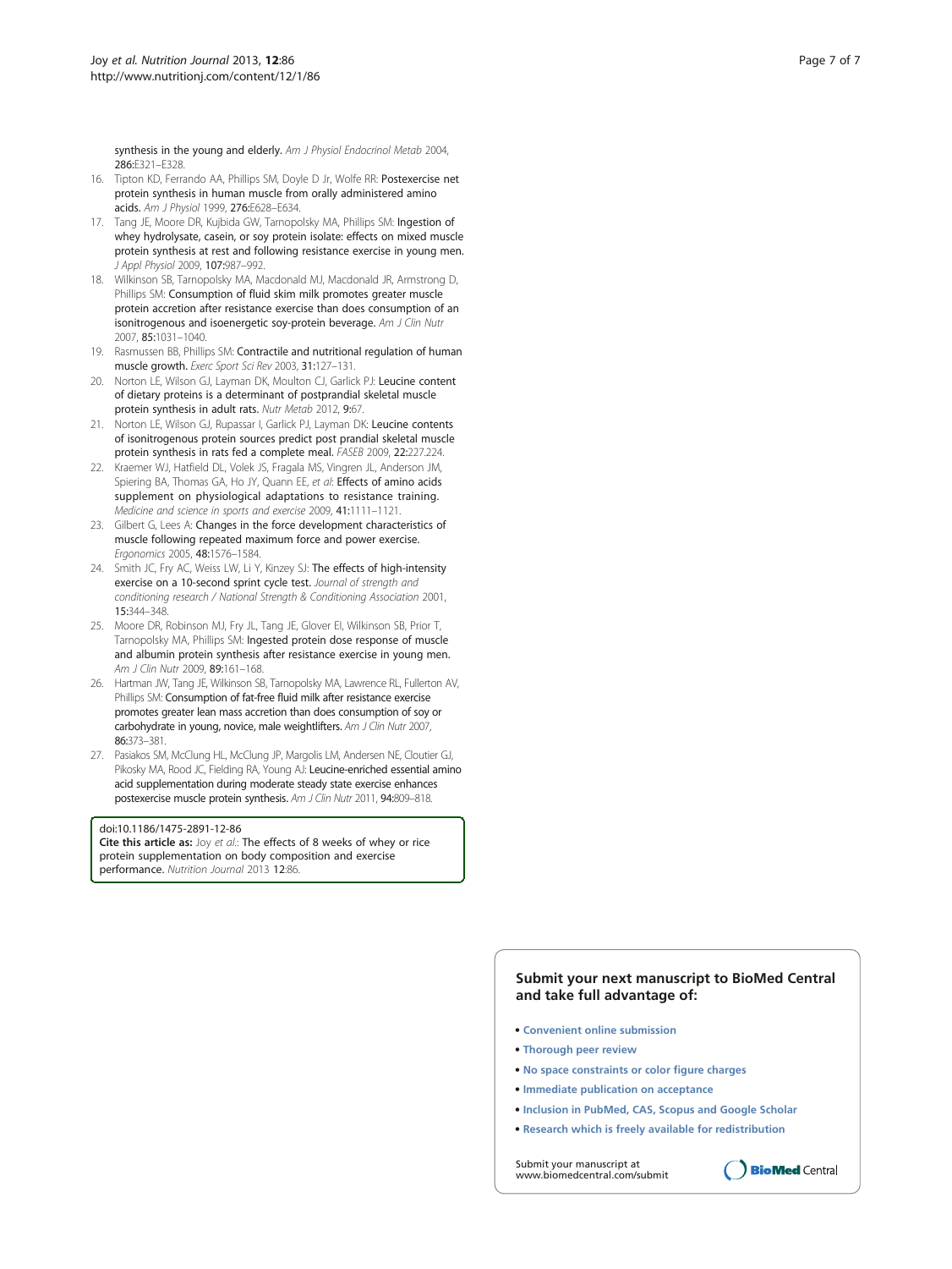synthesis in the young and elderly. *Am J Physiol Endocrinol Metab* 2004, **286:**E321–E328.

16. Tipton KD, Ferrando AA, Phillips SM, Doyle D Jr, Wolfe RR: **Postexercise net protein synthesis in human muscle from orally administered amino acids.** *Am J Physiol* 1999, **276:**E628–E634.
17. Tang JE, Moore DR, Kujbida GW, Tarnopolsky MA, Phillips SM: **Ingestion of whey hydrolysate, casein, or soy protein isolate: effects on mixed muscle protein synthesis at rest and following resistance exercise in young men.** *J Appl Physiol* 2009, **107:**987–992.
18. Wilkinson SB, Tarnopolsky MA, Macdonald MJ, Macdonald JR, Armstrong D, Phillips SM: **Consumption of fluid skim milk promotes greater muscle protein accretion after resistance exercise than does consumption of an isonitrogenous and isoenergetic soy-protein beverage.** *Am J Clin Nutr* 2007, **85:**1031–1040.
19. Rasmussen BB, Phillips SM: **Contractile and nutritional regulation of human muscle growth.** *Exerc Sport Sci Rev* 2003, **31:**127–131.
20. Norton LE, Wilson GJ, Layman DK, Moulton CJ, Garlick PJ: **Leucine content of dietary proteins is a determinant of postprandial skeletal muscle protein synthesis in adult rats.** *Nutr Metab* 2012, **9:**67.
21. Norton LE, Wilson GJ, Rupassar I, Garlick PJ, Layman DK: **Leucine contents of isonitrogenous protein sources predict post prandial skeletal muscle protein synthesis in rats fed a complete meal.** *FASEB* 2009, **22:**227.224.
22. Kraemer WJ, Hatfield DL, Volek JS, Fragala MS, Vingren JL, Anderson JM, Spiering BA, Thomas GA, Ho JY, Quann EE, *et al*: **Effects of amino acids supplement on physiological adaptations to resistance training.** *Medicine and science in sports and exercise* 2009, **41:**1111–1121.
23. Gilbert G, Lees A: **Changes in the force development characteristics of muscle following repeated maximum force and power exercise.** *Ergonomics* 2005, **48:**1576–1584.
24. Smith JC, Fry AC, Weiss LW, Li Y, Kinzey SJ: **The effects of high-intensity exercise on a 10-second sprint cycle test.** *Journal of strength and conditioning research / National Strength & Conditioning Association* 2001, **15:**344–348.
25. Moore DR, Robinson MJ, Fry JL, Tang JE, Glover EI, Wilkinson SB, Prior T, Tarnopolsky MA, Phillips SM: **Ingested protein dose response of muscle and albumin protein synthesis after resistance exercise in young men.** *Am J Clin Nutr* 2009, **89:**161–168.
26. Hartman JW, Tang JE, Wilkinson SB, Tarnopolsky MA, Lawrence RL, Fullerton AV, Phillips SM: **Consumption of fat-free fluid milk after resistance exercise promotes greater lean mass accretion than does consumption of soy or carbohydrate in young, novice, male weightlifters.** *Am J Clin Nutr* 2007, **86:**373–381.
27. Pasiakos SM, McClung HL, McClung JP, Margolis LM, Andersen NE, Cloutier GJ, Pikosky MA, Rood JC, Fielding RA, Young AJ: **Leucine-enriched essential amino acid supplementation during moderate steady state exercise enhances postexercise muscle protein synthesis.** *Am J Clin Nutr* 2011, **94:**809–818.

doi:10.1186/1475-2891-12-86
**Cite this article as:** Joy *et al.*: The effects of 8 weeks of whey or rice protein supplementation on body composition and exercise performance. *Nutrition Journal* 2013 **12**:86.

**Submit your next manuscript to BioMed Central and take full advantage of:**

- **Convenient online submission**
- **Thorough peer review**
- **No space constraints or color figure charges**
- **Immediate publication on acceptance**
- **Inclusion in PubMed, CAS, Scopus and Google Scholar**
- **Research which is freely available for redistribution**

Submit your manuscript at
www.biomedcentral.com/submit

BioMed Central